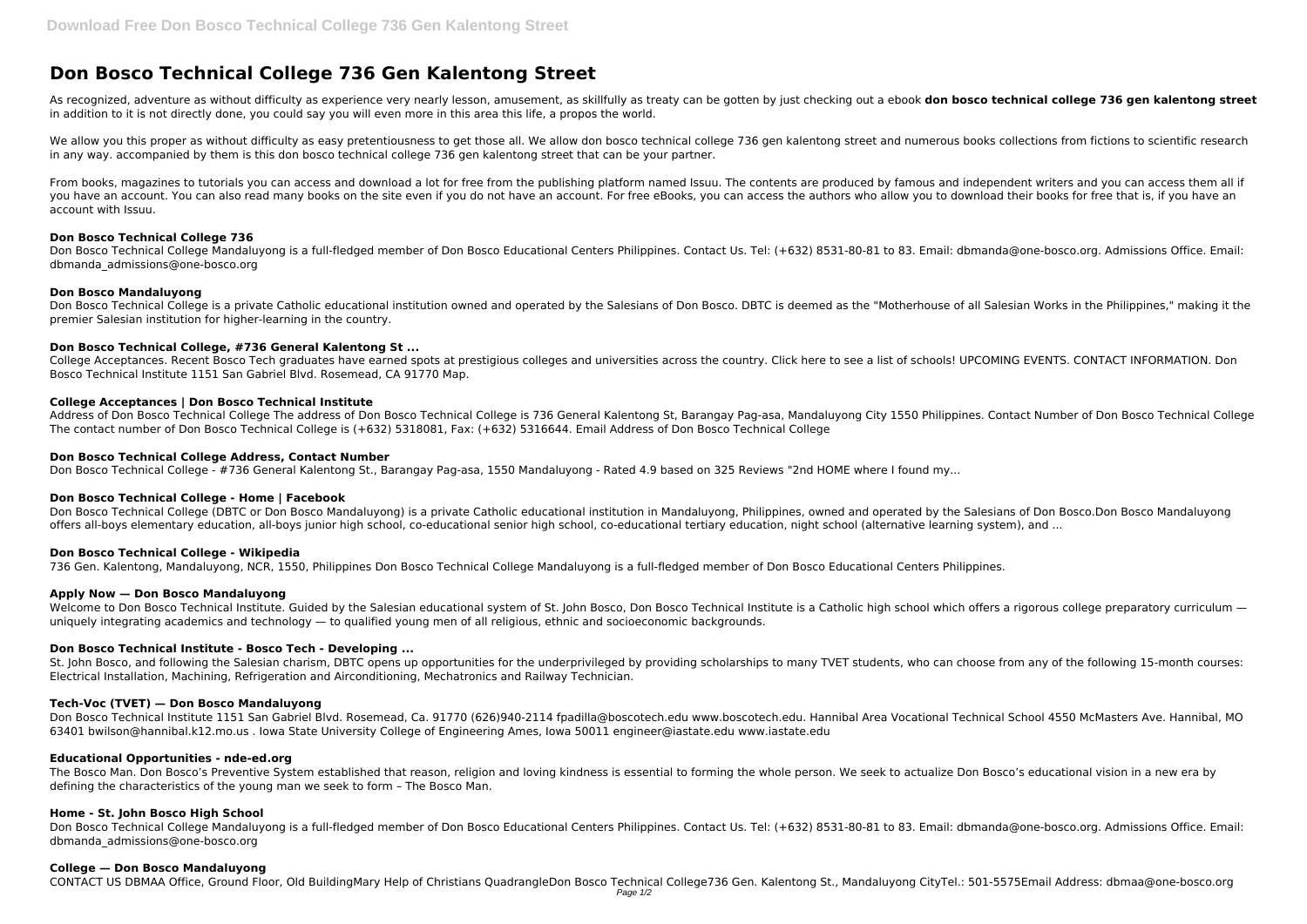# Don Bosco Technical College 736 Gen Kalentong Street

As recognized, adventure as without difficulty as experience very nearly lesson, amusement, as skillfully as treaty can be gotten by just checking out a ebook **don bosco technical college 736 gen kalentong street** in addition to it is not directly done, you could say you will even more in this area this life, a propos the world.

We allow you this proper as without difficulty as easy pretentiousness to get those all. We allow don bosco technical college 736 gen kalentong street and numerous books collections from fictions to scientific research in any way. accompanied by them is this don bosco technical college 736 gen kalentong street that can be your partner.

From books, magazines to tutorials you can access and download a lot for free from the publishing platform named Issuu. The contents are produced by famous and independent writers and you can access them all if you have an account. You can also read many books on the site even if you do not have an account. For free eBooks, you can access the authors who allow you to download their books for free that is, if you have an account with Issuu.

### Don Bosco Technical College 736

Don Bosco Technical College Mandaluyong is a full-fledged member of Don Bosco Educational Centers Philippines. Contact Us. Tel: (+632) 8531-80-81 to 83. Email: dbmanda@one-bosco.org. Admissions Office. Email: dbmanda_admissions@one-bosco.org

### Don Bosco Mandaluyong

Don Bosco Technical College is a private Catholic educational institution owned and operated by the Salesians of Don Bosco. DBTC is deemed as the "Motherhouse of all Salesian Works in the Philippines," making it the premier Salesian institution for higher-learning in the country.

### Don Bosco Technical College, #736 General Kalentong St ...

College Acceptances. Recent Bosco Tech graduates have earned spots at prestigious colleges and universities across the country. Click here to see a list of schools! UPCOMING EVENTS. CONTACT INFORMATION. Don Bosco Technical Institute 1151 San Gabriel Blvd. Rosemead, CA 91770 Map.

### College Acceptances | Don Bosco Technical Institute

Address of Don Bosco Technical College The address of Don Bosco Technical College is 736 General Kalentong St, Barangay Pag-asa, Mandaluyong City 1550 Philippines. Contact Number of Don Bosco Technical College The contact number of Don Bosco Technical College is (+632) 5318081, Fax: (+632) 5316644. Email Address of Don Bosco Technical College

### Don Bosco Technical College Address, Contact Number

Don Bosco Technical College - #736 General Kalentong St., Barangay Pag-asa, 1550 Mandaluyong - Rated 4.9 based on 325 Reviews "2nd HOME where I found my...

### Don Bosco Technical College - Home | Facebook

Don Bosco Technical College (DBTC or Don Bosco Mandaluyong) is a private Catholic educational institution in Mandaluyong, Philippines, owned and operated by the Salesians of Don Bosco.Don Bosco Mandaluyong offers all-boys elementary education, all-boys junior high school, co-educational senior high school, co-educational tertiary education, night school (alternative learning system), and ...

### Don Bosco Technical College - Wikipedia

736 Gen. Kalentong, Mandaluyong, NCR, 1550, Philippines Don Bosco Technical College Mandaluyong is a full-fledged member of Don Bosco Educational Centers Philippines.

### Apply Now — Don Bosco Mandaluyong

Welcome to Don Bosco Technical Institute. Guided by the Salesian educational system of St. John Bosco, Don Bosco Technical Institute is a Catholic high school which offers a rigorous college preparatory curriculum — uniquely integrating academics and technology — to qualified young men of all religious, ethnic and socioeconomic backgrounds.

### Don Bosco Technical Institute - Bosco Tech - Developing ...

St. John Bosco, and following the Salesian charism, DBTC opens up opportunities for the underprivileged by providing scholarships to many TVET students, who can choose from any of the following 15-month courses: Electrical Installation, Machining, Refrigeration and Airconditioning, Mechatronics and Railway Technician.

### Tech-Voc (TVET) — Don Bosco Mandaluyong

Don Bosco Technical Institute 1151 San Gabriel Blvd. Rosemead, Ca. 91770 (626)940-2114 fpadilla@boscotech.edu www.boscotech.edu. Hannibal Area Vocational Technical School 4550 McMasters Ave. Hannibal, MO 63401 bwilson@hannibal.k12.mo.us . Iowa State University College of Engineering Ames, Iowa 50011 engineer@iastate.edu www.iastate.edu

### Educational Opportunities - nde-ed.org

The Bosco Man. Don Bosco's Preventive System established that reason, religion and loving kindness is essential to forming the whole person. We seek to actualize Don Bosco's educational vision in a new era by defining the characteristics of the young man we seek to form – The Bosco Man.

### Home - St. John Bosco High School

Don Bosco Technical College Mandaluyong is a full-fledged member of Don Bosco Educational Centers Philippines. Contact Us. Tel: (+632) 8531-80-81 to 83. Email: dbmanda@one-bosco.org. Admissions Office. Email: dbmanda_admissions@one-bosco.org

### College — Don Bosco Mandaluyong

CONTACT US DBMAA Office, Ground Floor, Old BuildingMary Help of Christians QuadrangleDon Bosco Technical College736 Gen. Kalentong St., Mandaluyong CityTel.: 501-5575Email Address: dbmaa@one-bosco.org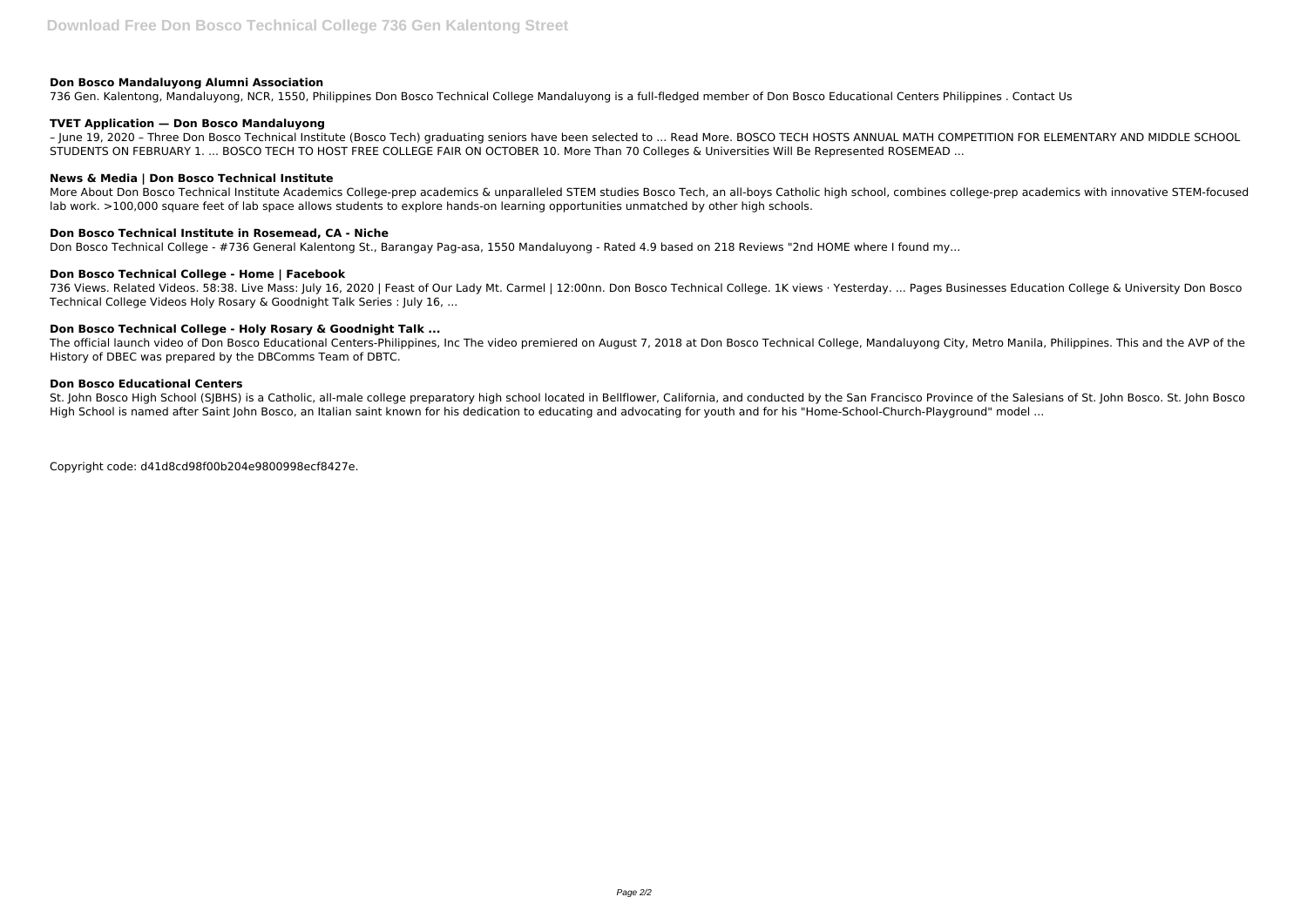### Don Bosco Mandaluyong Alumni Association

736 Gen. Kalentong, Mandaluyong, NCR, 1550, Philippines Don Bosco Technical College Mandaluyong is a full-fledged member of Don Bosco Educational Centers Philippines . Contact Us

### TVET Application — Don Bosco Mandaluyong

– June 19, 2020 – Three Don Bosco Technical Institute (Bosco Tech) graduating seniors have been selected to ... Read More. BOSCO TECH HOSTS ANNUAL MATH COMPETITION FOR ELEMENTARY AND MIDDLE SCHOOL STUDENTS ON FEBRUARY 1. ... BOSCO TECH TO HOST FREE COLLEGE FAIR ON OCTOBER 10. More Than 70 Colleges & Universities Will Be Represented ROSEMEAD ...

### News & Media | Don Bosco Technical Institute

More About Don Bosco Technical Institute Academics College-prep academics & unparalleled STEM studies Bosco Tech, an all-boys Catholic high school, combines college-prep academics with innovative STEM-focused lab work. >100,000 square feet of lab space allows students to explore hands-on learning opportunities unmatched by other high schools.

### Don Bosco Technical Institute in Rosemead, CA - Niche

Don Bosco Technical College - #736 General Kalentong St., Barangay Pag-asa, 1550 Mandaluyong - Rated 4.9 based on 218 Reviews "2nd HOME where I found my...

### Don Bosco Technical College - Home | Facebook

736 Views. Related Videos. 58:38. Live Mass: July 16, 2020 | Feast of Our Lady Mt. Carmel | 12:00nn. Don Bosco Technical College. 1K views · Yesterday. ... Pages Businesses Education College & University Don Bosco Technical College Videos Holy Rosary & Goodnight Talk Series : July 16, ...

### Don Bosco Technical College - Holy Rosary & Goodnight Talk ...

The official launch video of Don Bosco Educational Centers-Philippines, Inc The video premiered on August 7, 2018 at Don Bosco Technical College, Mandaluyong City, Metro Manila, Philippines. This and the AVP of the History of DBEC was prepared by the DBComms Team of DBTC.

### Don Bosco Educational Centers

St. John Bosco High School (SJBHS) is a Catholic, all-male college preparatory high school located in Bellflower, California, and conducted by the San Francisco Province of the Salesians of St. John Bosco. St. John Bosco High School is named after Saint John Bosco, an Italian saint known for his dedication to educating and advocating for youth and for his "Home-School-Church-Playground" model ...

Copyright code: d41d8cd98f00b204e9800998ecf8427e.